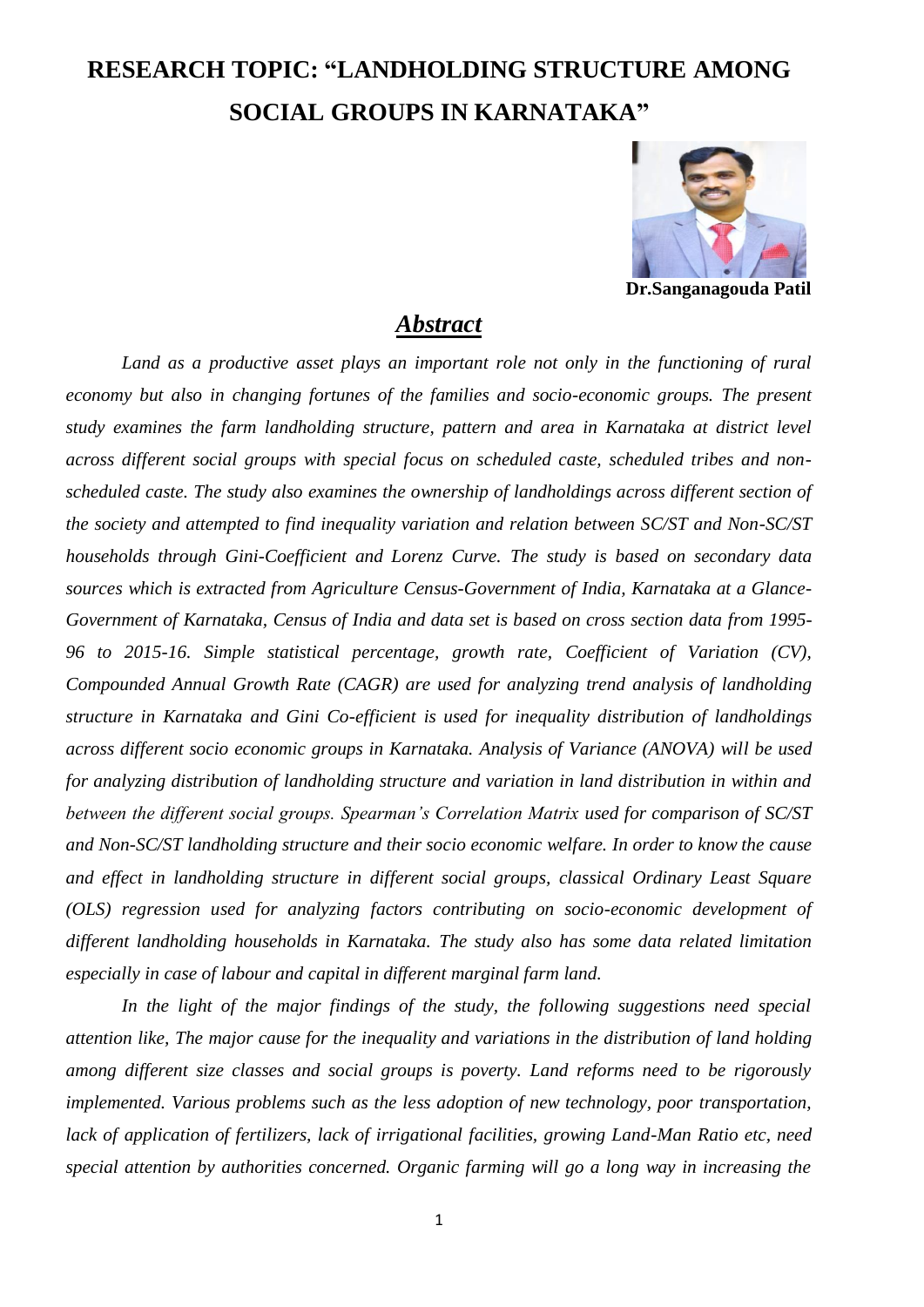# RESEARCH TOPIC: "LANDHOLDING STRUCTURE AMONG SOCIAL GROUPS IN KARNATAKA"

**Dr.Sanganagouda Patil**

## *Abstract*

*Land as a productive asset plays an important role not only in the functioning of rural economy but also in changing fortunes of the families and socio-economic groups. The present study examines the farm landholding structure, pattern and area in Karnataka at district level across different social groups with special focus on scheduled caste, scheduled tribes and non-scheduled caste. The study also examines the ownership of landholdings across different section of the society and attempted to find inequality variation and relation between SC/ST and Non-SC/ST households through Gini-Coefficient and Lorenz Curve. The study is based on secondary data sources which is extracted from Agriculture Census-Government of India, Karnataka at a Glance-Government of Karnataka, Census of India and data set is based on cross section data from 1995-96 to 2015-16. Simple statistical percentage, growth rate, Coefficient of Variation (CV), Compounded Annual Growth Rate (CAGR) are used for analyzing trend analysis of landholding structure in Karnataka and Gini Co-efficient is used for inequality distribution of landholdings across different socio economic groups in Karnataka. Analysis of Variance (ANOVA) will be used for analyzing distribution of landholding structure and variation in land distribution in within and between the different social groups. Spearman's Correlation Matrix used for comparison of SC/ST and Non-SC/ST landholding structure and their socio economic welfare. In order to know the cause and effect in landholding structure in different social groups, classical Ordinary Least Square (OLS) regression used for analyzing factors contributing on socio-economic development of different landholding households in Karnataka. The study also has some data related limitation especially in case of labour and capital in different marginal farm land.*

*In the light of the major findings of the study, the following suggestions need special attention like, The major cause for the inequality and variations in the distribution of land holding among different size classes and social groups is poverty. Land reforms need to be rigorously implemented. Various problems such as the less adoption of new technology, poor transportation, lack of application of fertilizers, lack of irrigational facilities, growing Land-Man Ratio etc, need special attention by authorities concerned. Organic farming will go a long way in increasing the*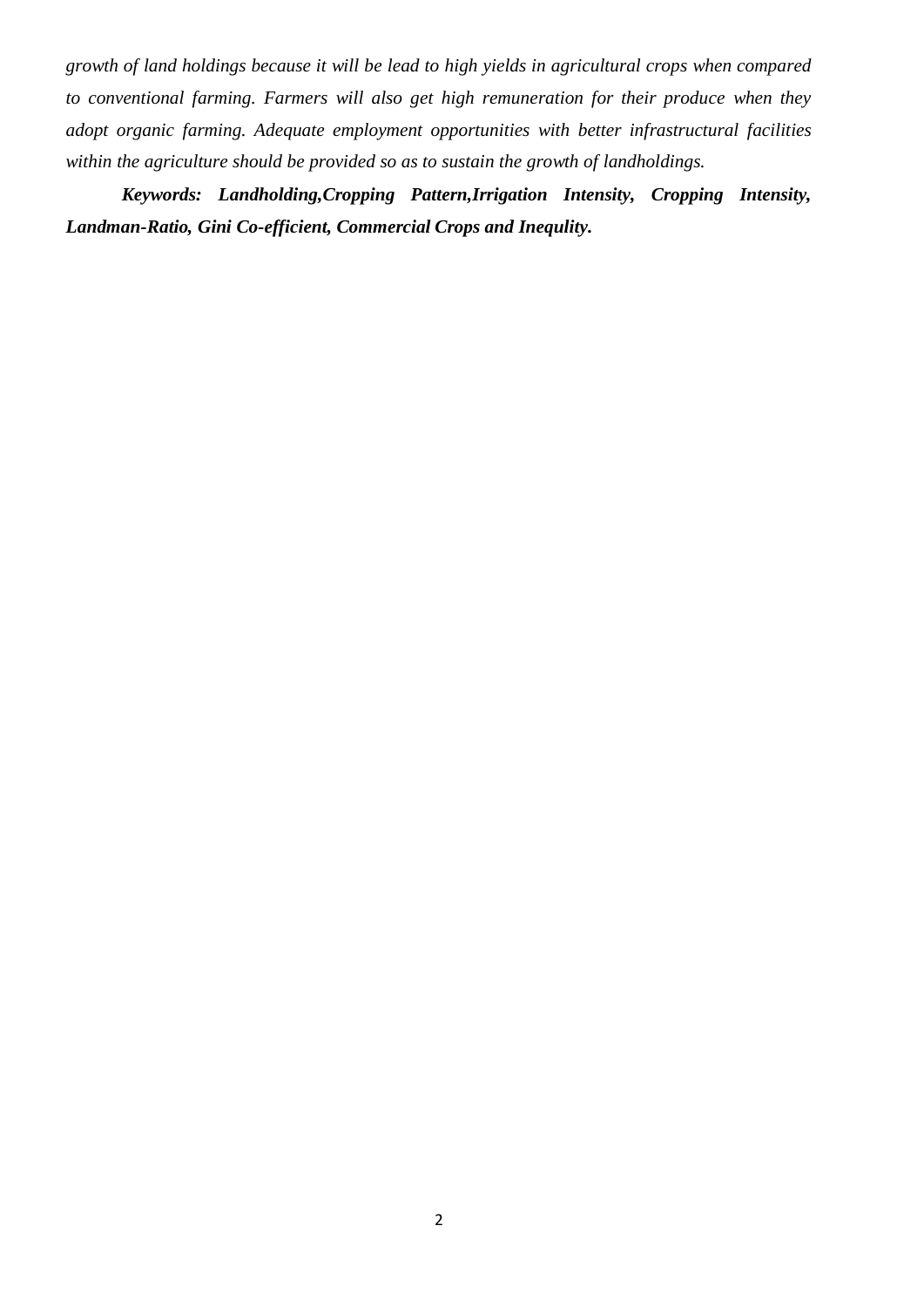*growth of land holdings because it will be lead to high yields in agricultural crops when compared to conventional farming. Farmers will also get high remuneration for their produce when they adopt organic farming. Adequate employment opportunities with better infrastructural facilities within the agriculture should be provided so as to sustain the growth of landholdings.*

***Keywords: Landholding,Cropping Pattern,Irrigation Intensity, Cropping Intensity, Landman-Ratio, Gini Co-efficient, Commercial Crops and Inequlity.***